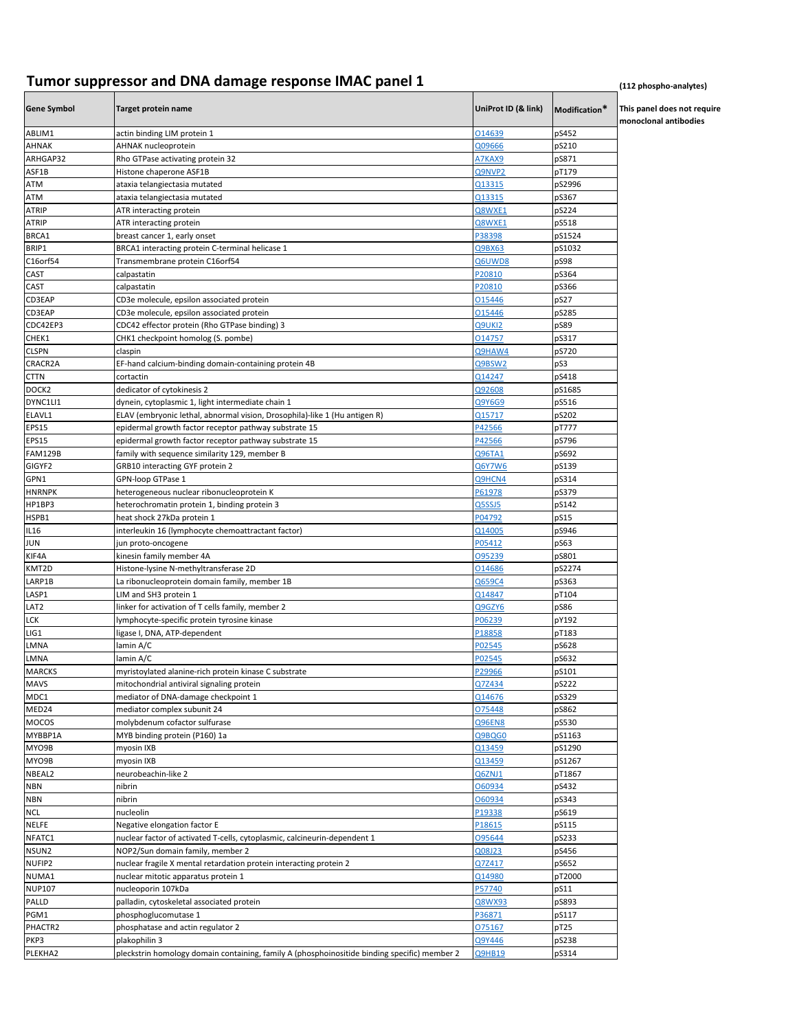# Tumor suppressor and DNA damage response IMAC panel 1

**(112 phospho-analytes)**

**This panel does not require monoclonal antibodies**

| Gene Symbol | Target protein name | UniProt ID (& link) | Modification* |
|---|---|---|---|
| ABLIM1 | actin binding LIM protein 1 | O14639 | pS452 |
| AHNAK | AHNAK nucleoprotein | Q09666 | pS210 |
| ARHGAP32 | Rho GTPase activating protein 32 | A7KAX9 | pS871 |
| ASF1B | Histone chaperone ASF1B | Q9NVP2 | pT179 |
| ATM | ataxia telangiectasia mutated | Q13315 | pS2996 |
| ATM | ataxia telangiectasia mutated | Q13315 | pS367 |
| ATRIP | ATR interacting protein | Q8WXE1 | pS224 |
| ATRIP | ATR interacting protein | Q8WXE1 | pS518 |
| BRCA1 | breast cancer 1, early onset | P38398 | pS1524 |
| BRIP1 | BRCA1 interacting protein C-terminal helicase 1 | Q9BX63 | pS1032 |
| C16orf54 | Transmembrane protein C16orf54 | Q6UWD8 | pS98 |
| CAST | calpastatin | P20810 | pS364 |
| CAST | calpastatin | P20810 | pS366 |
| CD3EAP | CD3e molecule, epsilon associated protein | O15446 | pS27 |
| CD3EAP | CD3e molecule, epsilon associated protein | O15446 | pS285 |
| CDC42EP3 | CDC42 effector protein (Rho GTPase binding) 3 | Q9UKI2 | pS89 |
| CHEK1 | CHK1 checkpoint homolog (S. pombe) | O14757 | pS317 |
| CLSPN | claspin | Q9HAW4 | pS720 |
| CRACR2A | EF-hand calcium-binding domain-containing protein 4B | Q9BSW2 | pS3 |
| CTTN | cortactin | Q14247 | pS418 |
| DOCK2 | dedicator of cytokinesis 2 | Q92608 | pS1685 |
| DYNC1LI1 | dynein, cytoplasmic 1, light intermediate chain 1 | Q9Y6G9 | pS516 |
| ELAVL1 | ELAV (embryonic lethal, abnormal vision, Drosophila)-like 1 (Hu antigen R) | Q15717 | pS202 |
| EPS15 | epidermal growth factor receptor pathway substrate 15 | P42566 | pT777 |
| EPS15 | epidermal growth factor receptor pathway substrate 15 | P42566 | pS796 |
| FAM129B | family with sequence similarity 129, member B | Q96TA1 | pS692 |
| GIGYF2 | GRB10 interacting GYF protein 2 | Q6Y7W6 | pS139 |
| GPN1 | GPN-loop GTPase 1 | Q9HCN4 | pS314 |
| HNRNPK | heterogeneous nuclear ribonucleoprotein K | P61978 | pS379 |
| HP1BP3 | heterochromatin protein 1, binding protein 3 | Q5SSJ5 | pS142 |
| HSPB1 | heat shock 27kDa protein 1 | P04792 | pS15 |
| IL16 | interleukin 16 (lymphocyte chemoattractant factor) | Q14005 | pS946 |
| JUN | jun proto-oncogene | P05412 | pS63 |
| KIF4A | kinesin family member 4A | O95239 | pS801 |
| KMT2D | Histone-lysine N-methyltransferase 2D | O14686 | pS2274 |
| LARP1B | La ribonucleoprotein domain family, member 1B | Q659C4 | pS363 |
| LASP1 | LIM and SH3 protein 1 | Q14847 | pT104 |
| LAT2 | linker for activation of T cells family, member 2 | Q9GZY6 | pS86 |
| LCK | lymphocyte-specific protein tyrosine kinase | P06239 | pY192 |
| LIG1 | ligase I, DNA, ATP-dependent | P18858 | pT183 |
| LMNA | lamin A/C | P02545 | pS628 |
| LMNA | lamin A/C | P02545 | pS632 |
| MARCKS | myristoylated alanine-rich protein kinase C substrate | P29966 | pS101 |
| MAVS | mitochondrial antiviral signaling protein | Q7Z434 | pS222 |
| MDC1 | mediator of DNA-damage checkpoint 1 | Q14676 | pS329 |
| MED24 | mediator complex subunit 24 | O75448 | pS862 |
| MOCOS | molybdenum cofactor sulfurase | Q96EN8 | pS530 |
| MYBBP1A | MYB binding protein (P160) 1a | Q9BQG0 | pS1163 |
| MYO9B | myosin IXB | Q13459 | pS1290 |
| MYO9B | myosin IXB | Q13459 | pS1267 |
| NBEAL2 | neurobeachin-like 2 | Q6ZNJ1 | pT1867 |
| NBN | nibrin | O60934 | pS432 |
| NBN | nibrin | O60934 | pS343 |
| NCL | nucleolin | P19338 | pS619 |
| NELFE | Negative elongation factor E | P18615 | pS115 |
| NFATC1 | nuclear factor of activated T-cells, cytoplasmic, calcineurin-dependent 1 | O95644 | pS233 |
| NSUN2 | NOP2/Sun domain family, member 2 | Q08J23 | pS456 |
| NUFIP2 | nuclear fragile X mental retardation protein interacting protein 2 | Q7Z417 | pS652 |
| NUMA1 | nuclear mitotic apparatus protein 1 | Q14980 | pT2000 |
| NUP107 | nucleoporin 107kDa | P57740 | pS11 |
| PALLD | palladin, cytoskeletal associated protein | Q8WX93 | pS893 |
| PGM1 | phosphoglucomutase 1 | P36871 | pS117 |
| PHACTR2 | phosphatase and actin regulator 2 | O75167 | pT25 |
| PKP3 | plakophilin 3 | Q9Y446 | pS238 |
| PLEKHA2 | pleckstrin homology domain containing, family A (phosphoinositide binding specific) member 2 | Q9HB19 | pS314 |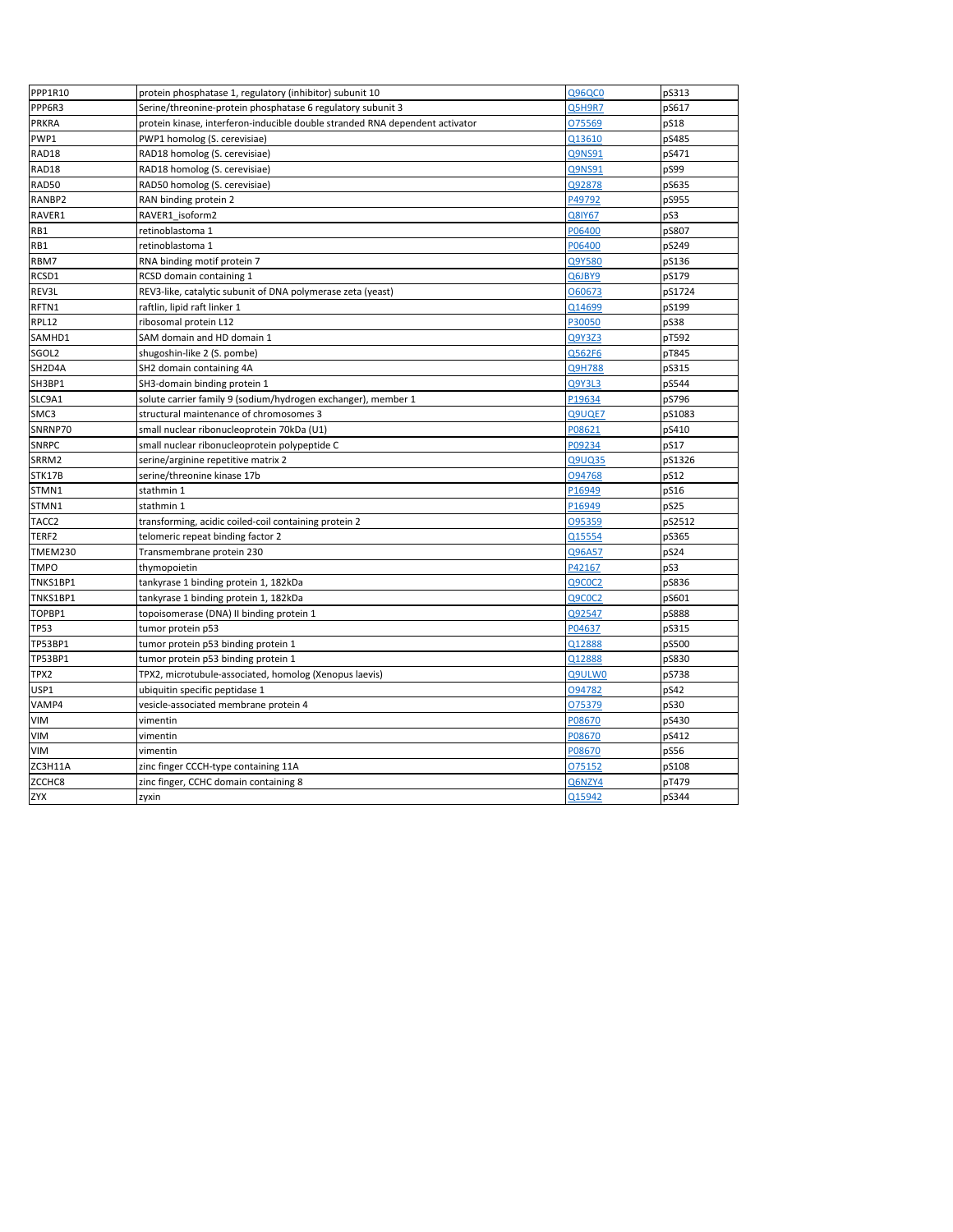| | | | |
|---|---|---|---|
| PPP1R10 | protein phosphatase 1, regulatory (inhibitor) subunit 10 | Q96QC0 | pS313 |
| PPP6R3 | Serine/threonine-protein phosphatase 6 regulatory subunit 3 | Q5H9R7 | pS617 |
| PRKRA | protein kinase, interferon-inducible double stranded RNA dependent activator | O75569 | pS18 |
| PWP1 | PWP1 homolog (S. cerevisiae) | Q13610 | pS485 |
| RAD18 | RAD18 homolog (S. cerevisiae) | Q9NS91 | pS471 |
| RAD18 | RAD18 homolog (S. cerevisiae) | Q9NS91 | pS99 |
| RAD50 | RAD50 homolog (S. cerevisiae) | Q92878 | pS635 |
| RANBP2 | RAN binding protein 2 | P49792 | pS955 |
| RAVER1 | RAVER1_isoform2 | Q8IY67 | pS3 |
| RB1 | retinoblastoma 1 | P06400 | pS807 |
| RB1 | retinoblastoma 1 | P06400 | pS249 |
| RBM7 | RNA binding motif protein 7 | Q9Y580 | pS136 |
| RCSD1 | RCSD domain containing 1 | Q6JBY9 | pS179 |
| REV3L | REV3-like, catalytic subunit of DNA polymerase zeta (yeast) | O60673 | pS1724 |
| RFTN1 | raftlin, lipid raft linker 1 | Q14699 | pS199 |
| RPL12 | ribosomal protein L12 | P30050 | pS38 |
| SAMHD1 | SAM domain and HD domain 1 | Q9Y3Z3 | pT592 |
| SGOL2 | shugoshin-like 2 (S. pombe) | Q562F6 | pT845 |
| SH2D4A | SH2 domain containing 4A | Q9H788 | pS315 |
| SH3BP1 | SH3-domain binding protein 1 | Q9Y3L3 | pS544 |
| SLC9A1 | solute carrier family 9 (sodium/hydrogen exchanger), member 1 | P19634 | pS796 |
| SMC3 | structural maintenance of chromosomes 3 | Q9UQE7 | pS1083 |
| SNRNP70 | small nuclear ribonucleoprotein 70kDa (U1) | P08621 | pS410 |
| SNRPC | small nuclear ribonucleoprotein polypeptide C | P09234 | pS17 |
| SRRM2 | serine/arginine repetitive matrix 2 | Q9UQ35 | pS1326 |
| STK17B | serine/threonine kinase 17b | O94768 | pS12 |
| STMN1 | stathmin 1 | P16949 | pS16 |
| STMN1 | stathmin 1 | P16949 | pS25 |
| TACC2 | transforming, acidic coiled-coil containing protein 2 | O95359 | pS2512 |
| TERF2 | telomeric repeat binding factor 2 | Q15554 | pS365 |
| TMEM230 | Transmembrane protein 230 | Q96A57 | pS24 |
| TMPO | thymopoietin | P42167 | pS3 |
| TNKS1BP1 | tankyrase 1 binding protein 1, 182kDa | Q9C0C2 | pS836 |
| TNKS1BP1 | tankyrase 1 binding protein 1, 182kDa | Q9C0C2 | pS601 |
| TOPBP1 | topoisomerase (DNA) II binding protein 1 | Q92547 | pS888 |
| TP53 | tumor protein p53 | P04637 | pS315 |
| TP53BP1 | tumor protein p53 binding protein 1 | Q12888 | pS500 |
| TP53BP1 | tumor protein p53 binding protein 1 | Q12888 | pS830 |
| TPX2 | TPX2, microtubule-associated, homolog (Xenopus laevis) | Q9ULW0 | pS738 |
| USP1 | ubiquitin specific peptidase 1 | O94782 | pS42 |
| VAMP4 | vesicle-associated membrane protein 4 | O75379 | pS30 |
| VIM | vimentin | P08670 | pS430 |
| VIM | vimentin | P08670 | pS412 |
| VIM | vimentin | P08670 | pS56 |
| ZC3H11A | zinc finger CCCH-type containing 11A | O75152 | pS108 |
| ZCCHC8 | zinc finger, CCHC domain containing 8 | Q6NZY4 | pT479 |
| ZYX | zyxin | Q15942 | pS344 |